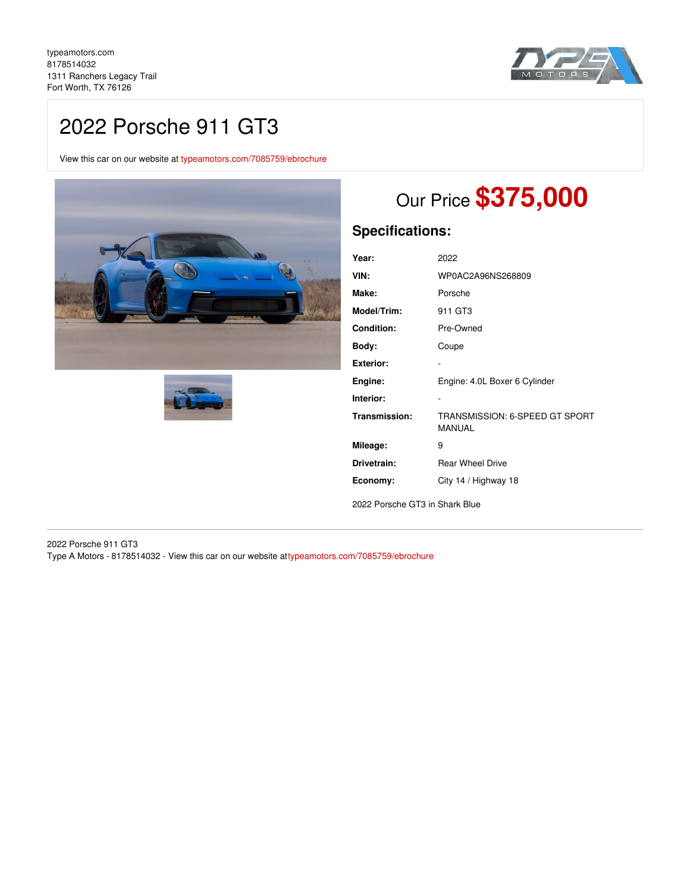typeamotors.com
8178514032
1311 Ranchers Legacy Trail
Fort Worth, TX 76126

# 2022 Porsche 911 GT3

View this car on our website at typeamotors.com/7085759/ebrochure

## Our Price **$375,000**

### Specifications:

| | |
|---|---|
| **Year:** | 2022 |
| **VIN:** | WP0AC2A96NS268809 |
| **Make:** | Porsche |
| **Model/Trim:** | 911 GT3 |
| **Condition:** | Pre-Owned |
| **Body:** | Coupe |
| **Exterior:** | - |
| **Engine:** | Engine: 4.0L Boxer 6 Cylinder |
| **Interior:** | - |
| **Transmission:** | TRANSMISSION: 6-SPEED GT SPORT MANUAL |
| **Mileage:** | 9 |
| **Drivetrain:** | Rear Wheel Drive |
| **Economy:** | City 14 / Highway 18 |

2022 Porsche GT3 in Shark Blue

2022 Porsche 911 GT3
Type A Motors - 8178514032 - View this car on our website attypeamotors.com/7085759/ebrochure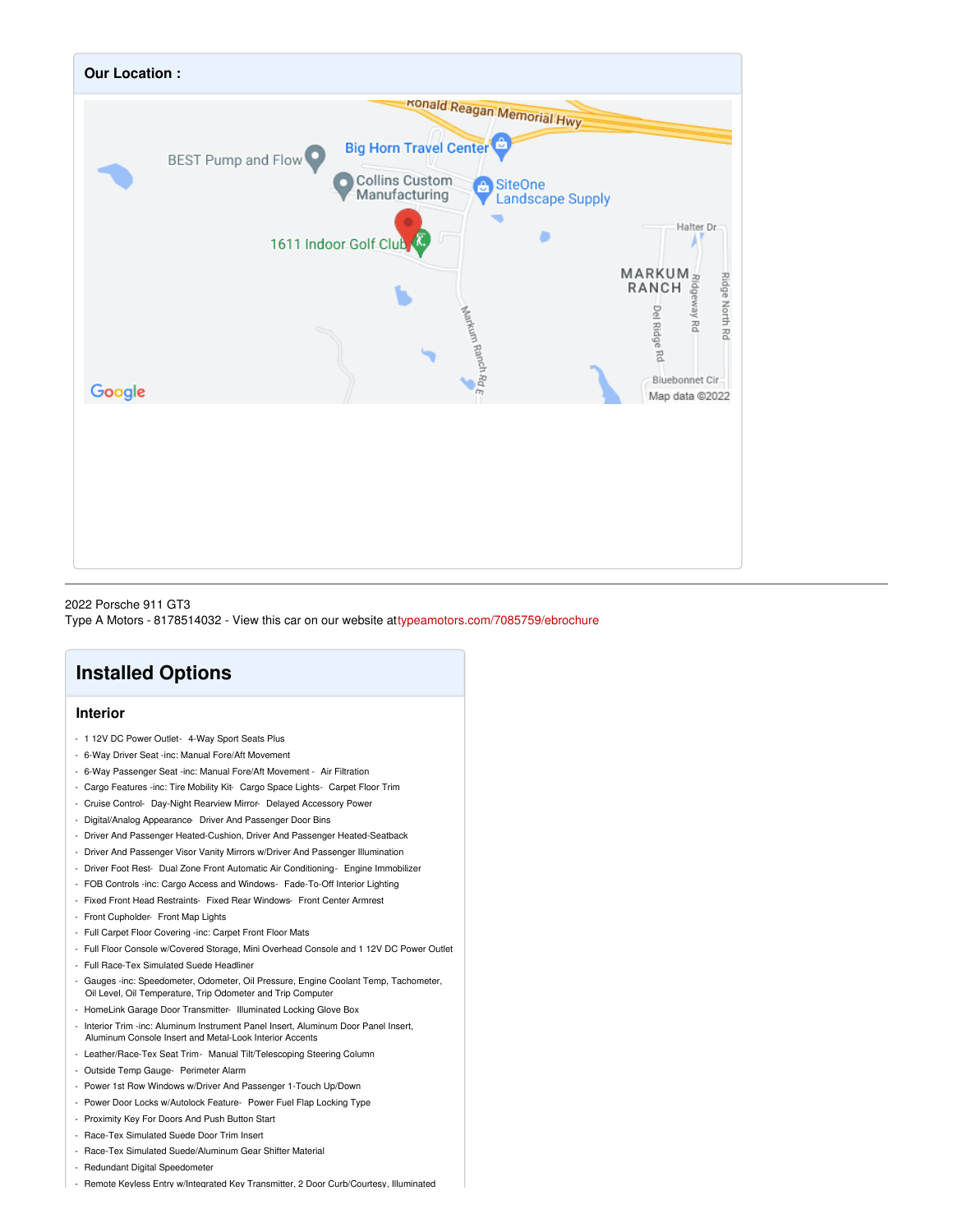## Our Location :

2022 Porsche 911 GT3
Type A Motors - 8178514032 - View this car on our website attypeamotors.com/7085759/ebrochure

# Installed Options

## Interior

- 1 12V DC Power Outlet- 4-Way Sport Seats Plus
- 6-Way Driver Seat -inc: Manual Fore/Aft Movement
- 6-Way Passenger Seat -inc: Manual Fore/Aft Movement - Air Filtration
- Cargo Features -inc: Tire Mobility Kit- Cargo Space Lights- Carpet Floor Trim
- Cruise Control- Day-Night Rearview Mirror- Delayed Accessory Power
- Digital/Analog Appearance- Driver And Passenger Door Bins
- Driver And Passenger Heated-Cushion, Driver And Passenger Heated-Seatback
- Driver And Passenger Visor Vanity Mirrors w/Driver And Passenger Illumination
- Driver Foot Rest- Dual Zone Front Automatic Air Conditioning- Engine Immobilizer
- FOB Controls -inc: Cargo Access and Windows- Fade-To-Off Interior Lighting
- Fixed Front Head Restraints- Fixed Rear Windows- Front Center Armrest
- Front Cupholder- Front Map Lights
- Full Carpet Floor Covering -inc: Carpet Front Floor Mats
- Full Floor Console w/Covered Storage, Mini Overhead Console and 1 12V DC Power Outlet
- Full Race-Tex Simulated Suede Headliner
- Gauges -inc: Speedometer, Odometer, Oil Pressure, Engine Coolant Temp, Tachometer, Oil Level, Oil Temperature, Trip Odometer and Trip Computer
- HomeLink Garage Door Transmitter- Illuminated Locking Glove Box
- Interior Trim -inc: Aluminum Instrument Panel Insert, Aluminum Door Panel Insert, Aluminum Console Insert and Metal-Look Interior Accents
- Leather/Race-Tex Seat Trim- Manual Tilt/Telescoping Steering Column
- Outside Temp Gauge- Perimeter Alarm
- Power 1st Row Windows w/Driver And Passenger 1-Touch Up/Down
- Power Door Locks w/Autolock Feature- Power Fuel Flap Locking Type
- Proximity Key For Doors And Push Button Start
- Race-Tex Simulated Suede Door Trim Insert
- Race-Tex Simulated Suede/Aluminum Gear Shifter Material
- Redundant Digital Speedometer
- Remote Keyless Entry w/Integrated Key Transmitter, 2 Door Curb/Courtesy, Illuminated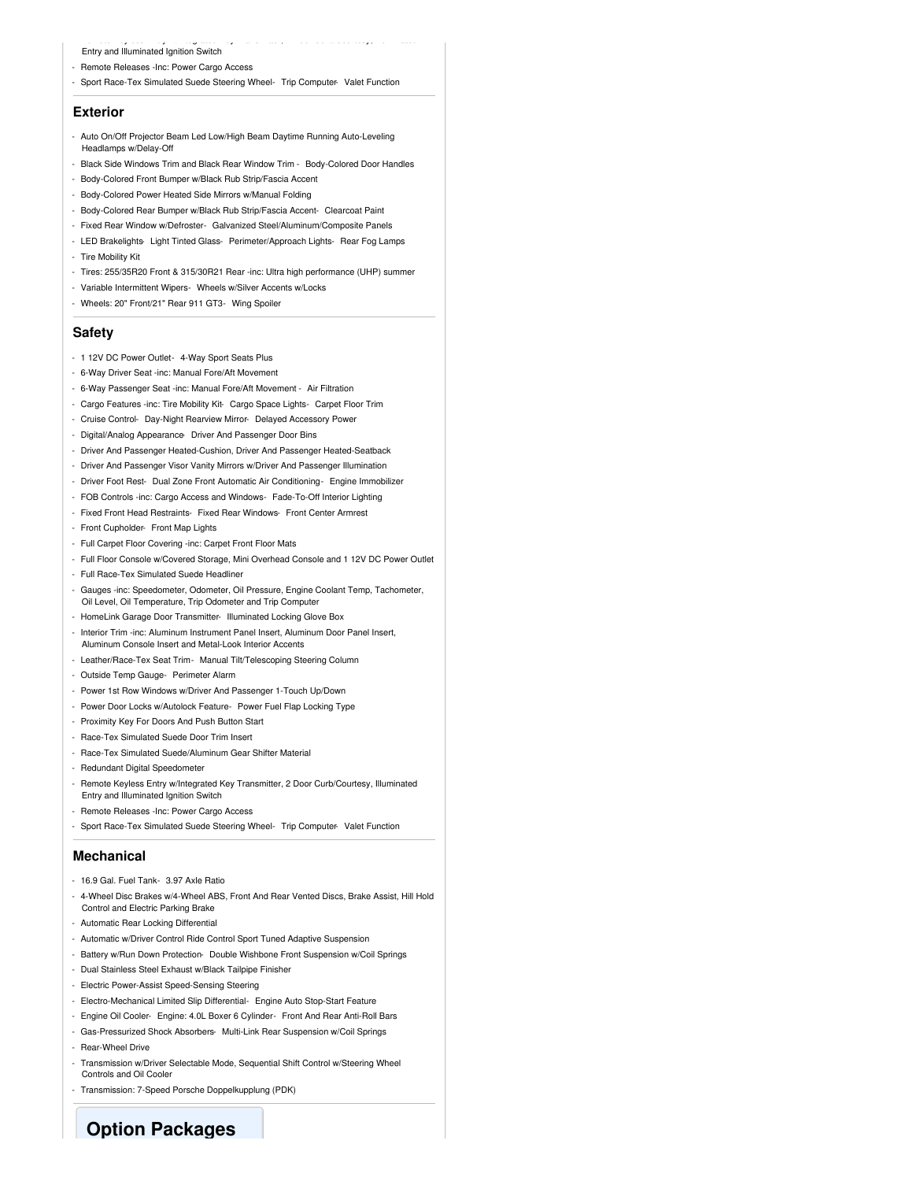Entry and Illuminated Ignition Switch

- Remote Releases -Inc: Power Cargo Access
- Sport Race-Tex Simulated Suede Steering Wheel- Trip Computer- Valet Function

## Exterior

- Auto On/Off Projector Beam Led Low/High Beam Daytime Running Auto-Leveling Headlamps w/Delay-Off
- Black Side Windows Trim and Black Rear Window Trim - Body-Colored Door Handles
- Body-Colored Front Bumper w/Black Rub Strip/Fascia Accent
- Body-Colored Power Heated Side Mirrors w/Manual Folding
- Body-Colored Rear Bumper w/Black Rub Strip/Fascia Accent- Clearcoat Paint
- Fixed Rear Window w/Defroster- Galvanized Steel/Aluminum/Composite Panels
- LED Brakelights- Light Tinted Glass- Perimeter/Approach Lights- Rear Fog Lamps
- Tire Mobility Kit
- Tires: 255/35R20 Front & 315/30R21 Rear -inc: Ultra high performance (UHP) summer
- Variable Intermittent Wipers- Wheels w/Silver Accents w/Locks
- Wheels: 20" Front/21" Rear 911 GT3- Wing Spoiler

## Safety

- 1 12V DC Power Outlet- 4-Way Sport Seats Plus
- 6-Way Driver Seat -inc: Manual Fore/Aft Movement
- 6-Way Passenger Seat -inc: Manual Fore/Aft Movement - Air Filtration
- Cargo Features -inc: Tire Mobility Kit- Cargo Space Lights- Carpet Floor Trim
- Cruise Control- Day-Night Rearview Mirror- Delayed Accessory Power
- Digital/Analog Appearance- Driver And Passenger Door Bins
- Driver And Passenger Heated-Cushion, Driver And Passenger Heated-Seatback
- Driver And Passenger Visor Vanity Mirrors w/Driver And Passenger Illumination
- Driver Foot Rest- Dual Zone Front Automatic Air Conditioning- Engine Immobilizer
- FOB Controls -inc: Cargo Access and Windows- Fade-To-Off Interior Lighting
- Fixed Front Head Restraints- Fixed Rear Windows- Front Center Armrest
- Front Cupholder- Front Map Lights
- Full Carpet Floor Covering -inc: Carpet Front Floor Mats
- Full Floor Console w/Covered Storage, Mini Overhead Console and 1 12V DC Power Outlet
- Full Race-Tex Simulated Suede Headliner
- Gauges -inc: Speedometer, Odometer, Oil Pressure, Engine Coolant Temp, Tachometer, Oil Level, Oil Temperature, Trip Odometer and Trip Computer
- HomeLink Garage Door Transmitter- Illuminated Locking Glove Box
- Interior Trim -inc: Aluminum Instrument Panel Insert, Aluminum Door Panel Insert, Aluminum Console Insert and Metal-Look Interior Accents
- Leather/Race-Tex Seat Trim- Manual Tilt/Telescoping Steering Column
- Outside Temp Gauge- Perimeter Alarm
- Power 1st Row Windows w/Driver And Passenger 1-Touch Up/Down
- Power Door Locks w/Autolock Feature- Power Fuel Flap Locking Type
- Proximity Key For Doors And Push Button Start
- Race-Tex Simulated Suede Door Trim Insert
- Race-Tex Simulated Suede/Aluminum Gear Shifter Material
- Redundant Digital Speedometer
- Remote Keyless Entry w/Integrated Key Transmitter, 2 Door Curb/Courtesy, Illuminated Entry and Illuminated Ignition Switch
- Remote Releases -Inc: Power Cargo Access
- Sport Race-Tex Simulated Suede Steering Wheel- Trip Computer- Valet Function

## Mechanical

- 16.9 Gal. Fuel Tank- 3.97 Axle Ratio
- 4-Wheel Disc Brakes w/4-Wheel ABS, Front And Rear Vented Discs, Brake Assist, Hill Hold Control and Electric Parking Brake
- Automatic Rear Locking Differential
- Automatic w/Driver Control Ride Control Sport Tuned Adaptive Suspension
- Battery w/Run Down Protection- Double Wishbone Front Suspension w/Coil Springs
- Dual Stainless Steel Exhaust w/Black Tailpipe Finisher
- Electric Power-Assist Speed-Sensing Steering
- Electro-Mechanical Limited Slip Differential- Engine Auto Stop-Start Feature
- Engine Oil Cooler- Engine: 4.0L Boxer 6 Cylinder- Front And Rear Anti-Roll Bars
- Gas-Pressurized Shock Absorbers- Multi-Link Rear Suspension w/Coil Springs
- Rear-Wheel Drive
- Transmission w/Driver Selectable Mode, Sequential Shift Control w/Steering Wheel Controls and Oil Cooler
- Transmission: 7-Speed Porsche Doppelkupplung (PDK)

# Option Packages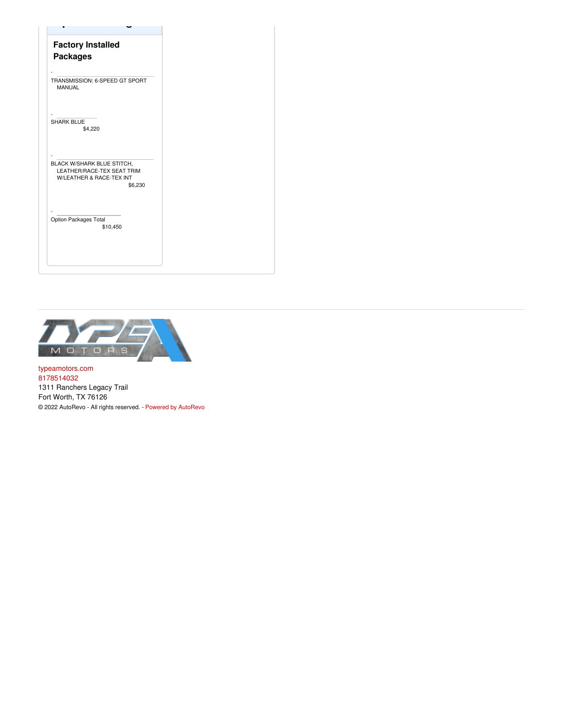## Factory Installed Packages

- TRANSMISSION: 6-SPEED GT SPORT MANUAL

- SHARK BLUE
  $4,220

- BLACK W/SHARK BLUE STITCH, LEATHER/RACE-TEX SEAT TRIM W/LEATHER & RACE-TEX INT
  $6,230

- Option Packages Total
  $10,450

typeamotors.com
8178514032
1311 Ranchers Legacy Trail
Fort Worth, TX 76126
© 2022 AutoRevo - All rights reserved. - Powered by AutoRevo